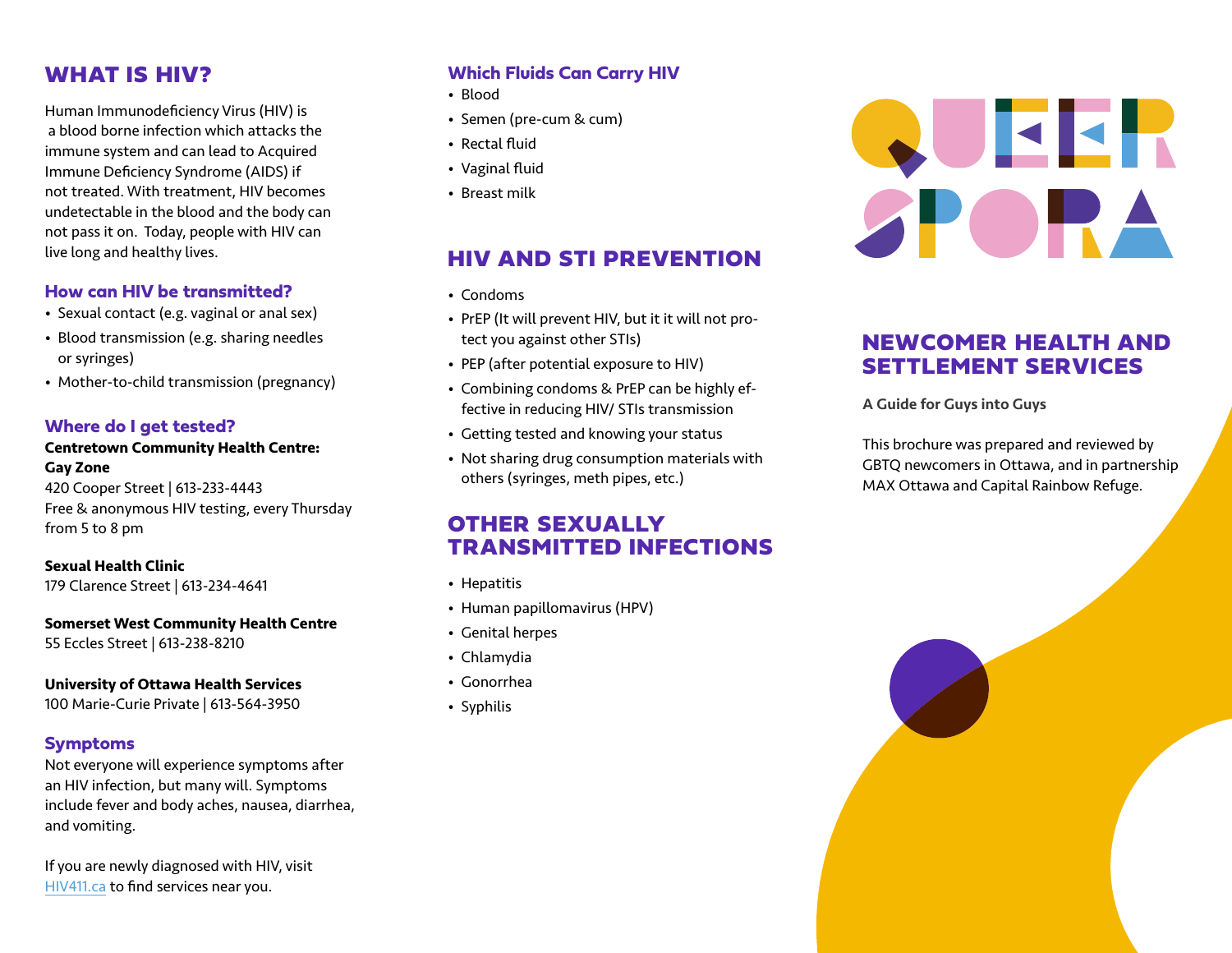## WHAT IS HIV?

Human Immunodeficiency Virus (HIV) is a blood borne infection which attacks the immune system and can lead to Acquired Immune Deficiency Syndrome (AIDS) if not treated. With treatment, HIV becomes undetectable in the blood and the body can not pass it on. Today, people with HIV can live long and healthy lives.

### How can HIV be transmitted?

- Sexual contact (e.g. vaginal or anal sex)
- Blood transmission (e.g. sharing needles or syringes)
- Mother-to-child transmission (pregnancy)

### Where do I get tested?

**Centretown Community Health Centre: Gay Zone**
420 Cooper Street | 613-233-4443
Free & anonymous HIV testing, every Thursday from 5 to 8 pm

**Sexual Health Clinic**
179 Clarence Street | 613-234-4641

**Somerset West Community Health Centre**
55 Eccles Street | 613-238-8210

**University of Ottawa Health Services**
100 Marie-Curie Private | 613-564-3950

### Symptoms

Not everyone will experience symptoms after an HIV infection, but many will. Symptoms include fever and body aches, nausea, diarrhea, and vomiting.

If you are newly diagnosed with HIV, visit HIV411.ca to find services near you.

### Which Fluids Can Carry HIV

- Blood
- Semen (pre-cum & cum)
- Rectal fluid
- Vaginal fluid
- Breast milk

## HIV AND STI PREVENTION

- Condoms
- PrEP (It will prevent HIV, but it it will not protect you against other STIs)
- PEP (after potential exposure to HIV)
- Combining condoms & PrEP can be highly effective in reducing HIV/ STIs transmission
- Getting tested and knowing your status
- Not sharing drug consumption materials with others (syringes, meth pipes, etc.)

## OTHER SEXUALLY TRANSMITTED INFECTIONS

- Hepatitis
- Human papillomavirus (HPV)
- Genital herpes
- Chlamydia
- Gonorrhea
- Syphilis

# QUEER SPORA

## NEWCOMER HEALTH AND SETTLEMENT SERVICES

**A Guide for Guys into Guys**

This brochure was prepared and reviewed by GBTQ newcomers in Ottawa, and in partnership MAX Ottawa and Capital Rainbow Refuge.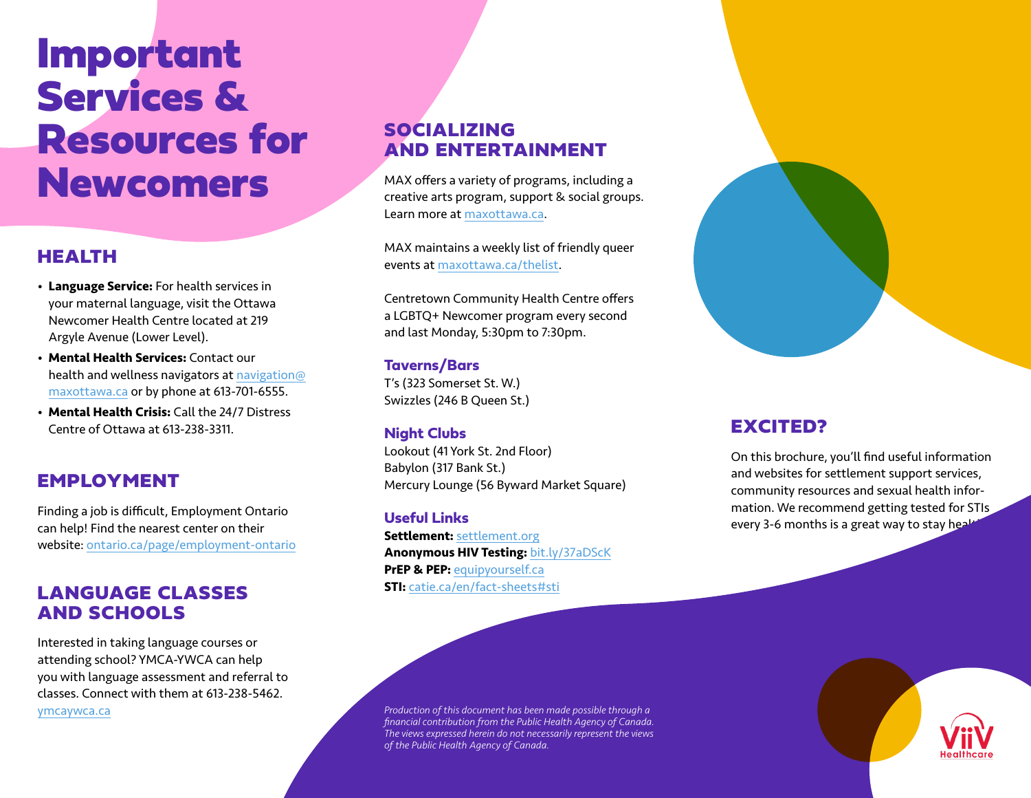# Important Services & Resources for Newcomers

## HEALTH

- **Language Service:** For health services in your maternal language, visit the Ottawa Newcomer Health Centre located at 219 Argyle Avenue (Lower Level).
- **Mental Health Services:** Contact our health and wellness navigators at navigation@maxottawa.ca or by phone at 613-701-6555.
- **Mental Health Crisis:** Call the 24/7 Distress Centre of Ottawa at 613-238-3311.

## EMPLOYMENT

Finding a job is difficult, Employment Ontario can help! Find the nearest center on their website: ontario.ca/page/employment-ontario

## LANGUAGE CLASSES AND SCHOOLS

Interested in taking language courses or attending school? YMCA-YWCA can help you with language assessment and referral to classes. Connect with them at 613-238-5462. ymcaywca.ca

## SOCIALIZING AND ENTERTAINMENT

MAX offers a variety of programs, including a creative arts program, support & social groups. Learn more at maxottawa.ca.

MAX maintains a weekly list of friendly queer events at maxottawa.ca/thelist.

Centretown Community Health Centre offers a LGBTQ+ Newcomer program every second and last Monday, 5:30pm to 7:30pm.

### Taverns/Bars

T's (323 Somerset St. W.)
Swizzles (246 B Queen St.)

### Night Clubs

Lookout (41 York St. 2nd Floor)
Babylon (317 Bank St.)
Mercury Lounge (56 Byward Market Square)

### Useful Links

**Settlement:** settlement.org
**Anonymous HIV Testing:** bit.ly/37aDScK
**PrEP & PEP:** equipyourself.ca
**STI:** catie.ca/en/fact-sheets#sti

## EXCITED?

On this brochure, you'll find useful information and websites for settlement support services, community resources and sexual health information. We recommend getting tested for STIs every 3-6 months is a great way to stay heal

*Production of this document has been made possible through a financial contribution from the Public Health Agency of Canada. The views expressed herein do not necessarily represent the views of the Public Health Agency of Canada.*

ViiV Healthcare